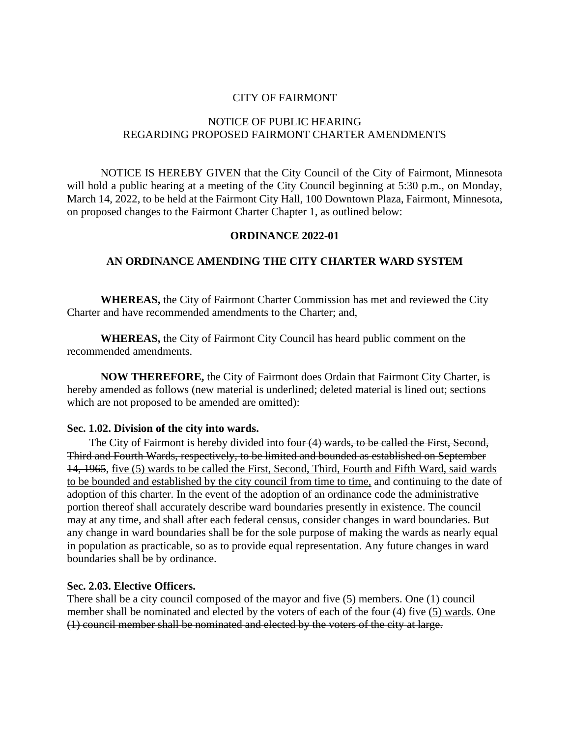CITY OF FAIRMONT

NOTICE OF PUBLIC HEARING
REGARDING PROPOSED FAIRMONT CHARTER AMENDMENTS

NOTICE IS HEREBY GIVEN that the City Council of the City of Fairmont, Minnesota will hold a public hearing at a meeting of the City Council beginning at 5:30 p.m., on Monday, March 14, 2022, to be held at the Fairmont City Hall, 100 Downtown Plaza, Fairmont, Minnesota, on proposed changes to the Fairmont Charter Chapter 1, as outlined below:

**ORDINANCE 2022-01**

**AN ORDINANCE AMENDING THE CITY CHARTER WARD SYSTEM**

**WHEREAS,** the City of Fairmont Charter Commission has met and reviewed the City Charter and have recommended amendments to the Charter; and,

**WHEREAS,** the City of Fairmont City Council has heard public comment on the recommended amendments.

**NOW THEREFORE,** the City of Fairmont does Ordain that Fairmont City Charter, is hereby amended as follows (new material is underlined; deleted material is lined out; sections which are not proposed to be amended are omitted):

**Sec. 1.02. Division of the city into wards.**

The City of Fairmont is hereby divided into ~~four (4) wards, to be called the First, Second, Third and Fourth Wards, respectively, to be limited and bounded as established on September 14, 1965~~, <u>five (5) wards to be called the First, Second, Third, Fourth and Fifth Ward, said wards to be bounded and established by the city council from time to time,</u> and continuing to the date of adoption of this charter. In the event of the adoption of an ordinance code the administrative portion thereof shall accurately describe ward boundaries presently in existence. The council may at any time, and shall after each federal census, consider changes in ward boundaries. But any change in ward boundaries shall be for the sole purpose of making the wards as nearly equal in population as practicable, so as to provide equal representation. Any future changes in ward boundaries shall be by ordinance.

**Sec. 2.03. Elective Officers.**

There shall be a city council composed of the mayor and five (5) members. One (1) council member shall be nominated and elected by the voters of each of the ~~four (4)~~ five <u>(5) wards</u>. ~~One (1) council member shall be nominated and elected by the voters of the city at large.~~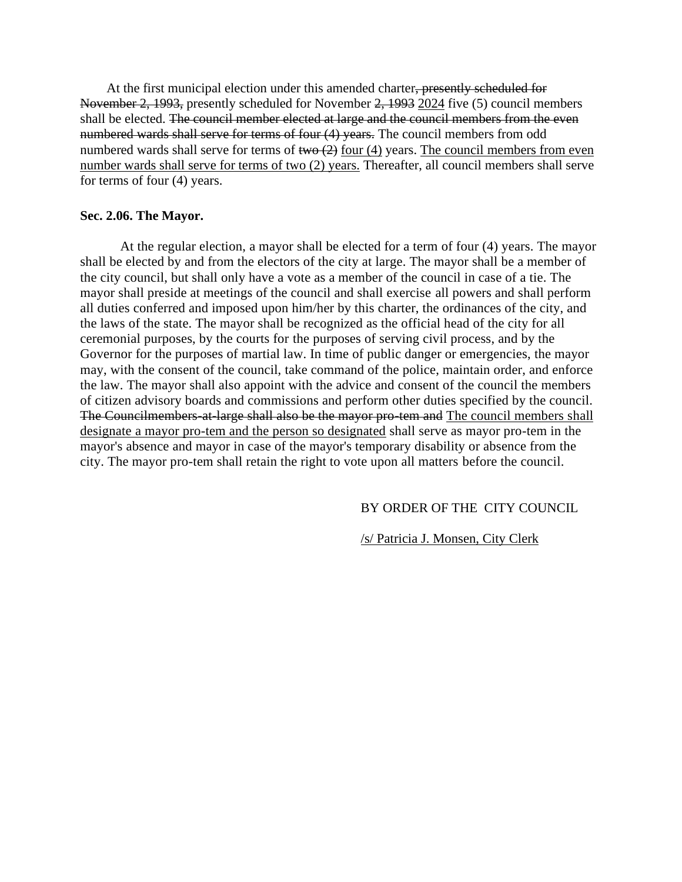At the first municipal election under this amended charter~~, presently scheduled for November 2, 1993,~~ presently scheduled for November ~~2, 1993~~ <u>2024</u> five (5) council members shall be elected. ~~The council member elected at large and the council members from the even numbered wards shall serve for terms of four (4) years.~~ The council members from odd numbered wards shall serve for terms of ~~two (2)~~ <u>four (4)</u> years. <u>The council members from even number wards shall serve for terms of two (2) years.</u> Thereafter, all council members shall serve for terms of four (4) years.

**Sec. 2.06. The Mayor.**

At the regular election, a mayor shall be elected for a term of four (4) years. The mayor shall be elected by and from the electors of the city at large. The mayor shall be a member of the city council, but shall only have a vote as a member of the council in case of a tie. The mayor shall preside at meetings of the council and shall exercise all powers and shall perform all duties conferred and imposed upon him/her by this charter, the ordinances of the city, and the laws of the state. The mayor shall be recognized as the official head of the city for all ceremonial purposes, by the courts for the purposes of serving civil process, and by the Governor for the purposes of martial law. In time of public danger or emergencies, the mayor may, with the consent of the council, take command of the police, maintain order, and enforce the law. The mayor shall also appoint with the advice and consent of the council the members of citizen advisory boards and commissions and perform other duties specified by the council. ~~The Councilmembers-at-large shall also be the mayor pro-tem and~~ <u>The council members shall designate a mayor pro-tem and the person so designated</u> shall serve as mayor pro-tem in the mayor's absence and mayor in case of the mayor's temporary disability or absence from the city. The mayor pro-tem shall retain the right to vote upon all matters before the council.

BY ORDER OF THE CITY COUNCIL

<u>/s/ Patricia J. Monsen, City Clerk</u>